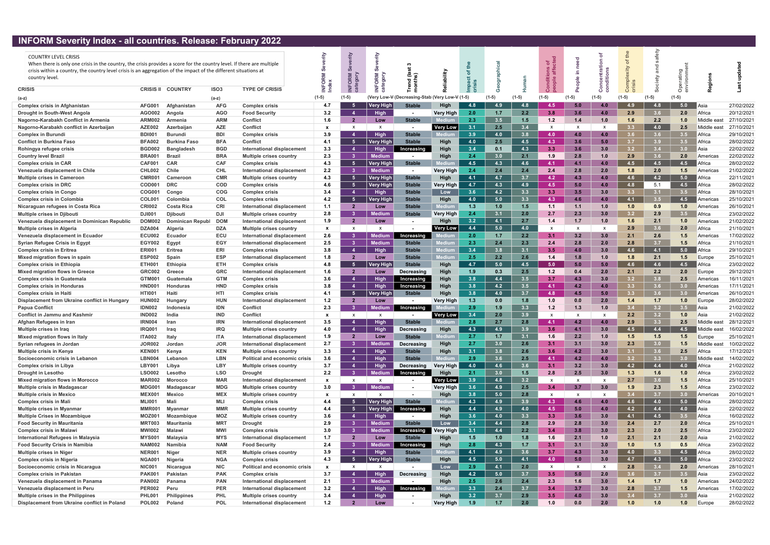# INFORM Severity Index - all countries. Release: February 2022

COUNTRY LEVEL CRISIS
When there is only one crisis in the country, the crisis provides a score for the country level. If there are multiple crisis within a country, the country level crisis is an aggregation of the impact of the different situations at country level.

| CRISIS | CRISIS II | COUNTRY | ISO3 | TYPE OF CRISIS | INFORM Severity Index | INFORM Severity category | INFORM Severity category | Trend (last 3 months) | Reliability | Impact of the crisis | Geographical | Human | Conditions of people affected | People in need | Concentration of conditions | Complexity of the crisis | Society and safety | Operating environment | Regions | Last updated |
|---|---|---|---|---|---|---|---|---|---|---|---|---|---|---|---|---|---|---|---|---|
| (a-z) | | | (a-z) | | (1-5) | (1-5) | (Very Low-V | (Decreasing-Stab | (Very Low-V | (1-5) | (1-5) | (1-5) | (1-5) | (1-5) | (1-5) | (1-5) | (1-5) | (1-5) | | |
| Complex crisis in Afghanistan | AFG001 | Afghanistan | AFG | Complex crisis | 4.7 | 5 | Very High | Stable | High | 4.8 | 4.9 | 4.8 | 4.5 | 5.0 | 4.0 | 4.9 | 4.8 | 5.0 | Asia | 27/02/2022 |
| Drought in South-West Angola | AGO002 | Angola | AGO | Food Security | 3.2 | 4 | High | - | Very High | 2.0 | 1.7 | 2.2 | 3.8 | 3.6 | 4.0 | 2.9 | 3.6 | 2.0 | Africa | 20/12/2021 |
| Nagorno-Karabakh Conflict in Armenia | ARM002 | Armenia | ARM | Conflict | 1.6 | 2 | Low | Stable | Medium | 2.3 | 3.5 | 1.5 | 1.2 | 1.4 | 1.0 | 1.6 | 2.2 | 1.0 | Middle east | 27/10/2021 |
| Nagorno-Karabakh conflict in Azerbaijan | AZE002 | Azerbaijan | AZE | Conflict | x | x | x | - | Very Low | 3.1 | 2.5 | 3.4 | x | x | x | 3.3 | 4.0 | 2.5 | Middle east | 27/10/2021 |
| Complex crisis in Burundi | BDI001 | Burundi | BDI | Complex crisis | 3.9 | 4 | High | Stable | Medium | 3.9 | 4.0 | 3.8 | 4.0 | 4.0 | 4.0 | 3.6 | 3.6 | 3.5 | Africa | 29/10/2021 |
| Conflict in Burkina Faso | BFA002 | Burkina Faso | BFA | Conflict | 4.1 | 5 | Very High | Stable | High | 4.0 | 2.5 | 4.5 | 4.3 | 3.6 | 5.0 | 3.7 | 3.9 | 3.5 | Africa | 28/02/2022 |
| Rohingya refugee crisis | BGD002 | Bangladesh | BGD | International displacement | 3.3 | 4 | High | Increasing | High | 3.4 | 0.1 | 4.3 | 3.3 | 3.6 | 3.0 | 3.2 | 3.4 | 3.0 | Asia | 22/02/2022 |
| Country level Brazil | BRA001 | Brazil | BRA | Multiple crises country | 2.3 | 3 | Medium | - | High | 2.4 | 3.0 | 2.1 | 1.9 | 2.8 | 1.0 | 2.9 | 3.6 | 2.0 | Americas | 22/02/2022 |
| Complex crisis in CAR | CAF001 | CAR | CAF | Complex crisis | 4.3 | 5 | Very High | Stable | Medium | 4.5 | 4.3 | 4.6 | 4.1 | 4.1 | 4.0 | 4.5 | 4.5 | 4.5 | Africa | 28/02/2022 |
| Venezuela displacement in Chile | CHL002 | Chile | CHL | International displacement | 2.2 | 3 | Medium | - | Very High | 2.4 | 2.4 | 2.4 | 2.4 | 2.8 | 2.0 | 1.8 | 2.0 | 1.5 | Americas | 21/02/2022 |
| Multiple crises in Cameroon | CMR001 | Cameroon | CMR | Multiple crises country | 4.3 | 5 | Very High | Stable | High | 4.1 | 4.7 | 3.7 | 4.2 | 4.3 | 4.0 | 4.6 | 4.2 | 5.0 | Africa | 22/11/2021 |
| Complex crisis in DRC | COD001 | DRC | COD | Complex crisis | 4.6 | 5 | Very High | Stable | Very High | 4.7 | 4.3 | 4.9 | 4.5 | 5.0 | 4.0 | 4.8 | 5.1 | 4.5 | Africa | 28/02/2022 |
| Complex crisis in Congo | COG001 | Congo | COG | Complex crisis | 3.4 | 4 | High | Stable | Low | 3.6 | 4.2 | 3.3 | 3.3 | 3.5 | 3.0 | 3.3 | 3.1 | 3.5 | Africa | 28/10/2021 |
| Complex crisis in Colombia | COL001 | Colombia | COL | Complex crisis | 4.2 | 5 | Very High | Stable | High | 4.0 | 5.0 | 3.3 | 4.3 | 4.6 | 4.0 | 4.1 | 3.5 | 4.5 | Americas | 25/10/2021 |
| Nicaraguan refugees in Costa Rica | CRI002 | Costa Rica | CRI | International displacement | 1.1 | 2 | Low | Stable | Medium | 1.3 | 1.0 | 1.5 | 1.1 | 1.1 | 1.0 | 1.0 | 0.9 | 1.0 | Americas | 26/10/2021 |
| Multiple crises in Djibouti | DJI001 | Djibouti | DJI | Multiple crises country | 2.8 | 3 | Medium | Stable | Very High | 2.4 | 3.1 | 2.0 | 2.7 | 2.3 | 3.0 | 3.2 | 2.9 | 3.5 | Africa | 23/02/2022 |
| Venezuela displacement in Dominican Republic | DOM002 | Dominican Republ | DOM | International displacement | 1.9 | 2 | Low | - | High | 3.2 | 4.1 | 2.7 | 1.4 | 1.7 | 1.0 | 1.6 | 2.1 | 1.0 | Americas | 21/02/2022 |
| Multiple crises in Algeria | DZA004 | Algeria | DZA | Multiple crises country | x | x | x | - | Very Low | 4.4 | 5.0 | 4.0 | x | x | x | 2.9 | 3.6 | 2.0 | Africa | 21/10/2021 |
| Venezuela displacement in Ecuador | ECU002 | Ecuador | ECU | International displacement | 2.6 | 3 | Medium | Increasing | Medium | 2.0 | 1.7 | 2.2 | 3.1 | 3.2 | 3.0 | 2.1 | 2.6 | 1.5 | Americas | 17/02/2022 |
| Syrian Refugee Crisis in Egypt | EGY002 | Egypt | EGY | International displacement | 2.5 | 3 | Medium | Stable | Medium | 2.3 | 2.4 | 2.3 | 2.4 | 2.8 | 2.0 | 2.8 | 3.7 | 1.5 | Africa | 21/10/2021 |
| Complex crisis in Eritrea | ERI001 | Eritrea | ERI | Complex crisis | 3.8 | 4 | High | Stable | Medium | 3.4 | 3.8 | 3.1 | 3.5 | 4.0 | 3.0 | 4.6 | 4.1 | 5.0 | Africa | 29/10/2021 |
| Mixed migration flows in spain | ESP002 | Spain | ESP | International displacement | 1.8 | 2 | Low | Stable | Medium | 2.5 | 2.2 | 2.6 | 1.4 | 1.8 | 1.0 | 1.8 | 2.1 | 1.5 | Europe | 25/10/2021 |
| Complex crisis in Ethiopia | ETH001 | Ethiopia | ETH | Complex crisis | 4.8 | 5 | Very High | Stable | High | 4.7 | 5.0 | 4.5 | 5.0 | 5.0 | 5.0 | 4.6 | 4.6 | 4.5 | Africa | 23/02/2022 |
| Mixed migration flows in Greece | GRC002 | Greece | GRC | International displacement | 1.6 | 2 | Low | Decreasing | High | 1.9 | 0.3 | 2.5 | 1.2 | 0.4 | 2.0 | 2.1 | 2.2 | 2.0 | Europe | 29/12/2021 |
| Complex crisis in Guatemala | GTM001 | Guatemala | GTM | Complex crisis | 3.6 | 4 | High | Increasing | High | 3.8 | 4.4 | 3.5 | 3.7 | 4.3 | 3.0 | 3.2 | 3.8 | 2.5 | Americas | 16/11/2021 |
| Complex crisis in Honduras | HND001 | Honduras | HND | Complex crisis | 3.8 | 4 | High | Increasing | High | 3.8 | 4.2 | 3.5 | 4.1 | 4.2 | 4.0 | 3.3 | 3.6 | 3.0 | Americas | 17/11/2021 |
| Complex crisis in Haiti | HTI001 | Haiti | HTI | Complex crisis | 4.1 | 5 | Very High | Stable | High | 3.8 | 4.0 | 3.7 | 4.8 | 4.5 | 5.0 | 3.3 | 3.6 | 3.0 | Americas | 26/10/2021 |
| Displacement from Ukraine conflict in Hungary | HUN002 | Hungary | HUN | International displacement | 1.2 | 2 | Low | - | Very High | 1.3 | 0.0 | 1.8 | 1.0 | 0.0 | 2.0 | 1.4 | 1.7 | 1.0 | Europe | 28/02/2022 |
| Papua Conflict | IDN002 | Indonesia | IDN | Conflict | 2.3 | 3 | Medium | Increasing | Medium | 2.9 | 1.9 | 3.3 | 1.2 | 1.3 | 1.0 | 3.4 | 3.2 | 3.5 | Asia | 21/02/2022 |
| Conflict in Jammu and Kashmir | IND002 | India | IND | Conflict | x | x | x | - | Very Low | 3.4 | 2.0 | 3.9 | x | x | x | 2.2 | 3.2 | 1.0 | Asia | 21/02/2022 |
| Afghan Refugees in Iran | IRN004 | Iran | IRN | International displacement | 3.5 | 4 | High | Stable | Medium | 2.8 | 2.7 | 2.8 | 4.1 | 4.2 | 4.0 | 2.9 | 3.3 | 2.5 | Middle east | 28/12/2021 |
| Multiple crises in Iraq | IRQ001 | Iraq | IRQ | Multiple crises country | 4.0 | 4 | High | Decreasing | High | 4.3 | 4.9 | 3.9 | 3.6 | 4.1 | 3.0 | 4.5 | 4.4 | 4.5 | Middle east | 16/02/2022 |
| Mixed migration flows in Italy | ITA002 | Italy | ITA | International displacement | 1.9 | 2 | Low | Stable | Medium | 2.7 | 1.7 | 3.1 | 1.6 | 2.2 | 1.0 | 1.5 | 1.5 | 1.5 | Europe | 25/10/2021 |
| Syrian refugees in Jordan | JOR002 | Jordan | JOR | International displacement | 2.7 | 3 | Medium | Decreasing | High | 2.7 | 3.0 | 2.6 | 3.1 | 3.1 | 3.0 | 2.3 | 3.0 | 1.5 | Middle east | 10/02/2022 |
| Multiple crisis in Kenya | KEN001 | Kenya | KEN | Multiple crises country | 3.3 | 4 | High | Stable | High | 3.1 | 3.8 | 2.6 | 3.6 | 4.2 | 3.0 | 3.1 | 3.6 | 2.5 | Africa | 17/12/2021 |
| Socioeconomic crisis in Lebanon | LBN004 | Lebanon | LBN | Political and economic crisis | 3.6 | 4 | High | Stable | Medium | 2.9 | 3.6 | 2.5 | 4.1 | 4.2 | 4.0 | 3.2 | 3.3 | 3.0 | Middle east | 14/02/2022 |
| Complex crisis in Libya | LBY001 | Libya | LBY | Multiple crises country | 3.7 | 4 | High | Decreasing | Very High | 4.0 | 4.6 | 3.6 | 3.1 | 3.2 | 3.0 | 4.2 | 4.4 | 4.0 | Africa | 21/02/2022 |
| Drought in Lesotho | LSO002 | Lesotho | LSO | Drought | 2.2 | 3 | Medium | Increasing | High | 2.1 | 3.0 | 1.5 | 2.8 | 2.5 | 3.0 | 1.3 | 1.6 | 1.0 | Africa | 23/02/2022 |
| Mixed migration flows in Morocco | MAR002 | Morocco | MAR | International displacement | x | x | x | - | Very Low | 3.9 | 4.8 | 3.2 | x | x | x | 2.7 | 3.6 | 1.5 | Africa | 25/10/2021 |
| Multiple crisis in Madagascar | MDG001 | Madagascar | MDG | Multiple crises country | 3.0 | 3 | Medium | - | Very High | 3.6 | 4.9 | 2.5 | 3.4 | 3.7 | 3.0 | 1.9 | 2.3 | 1.5 | Africa | 23/02/2022 |
| Multiple crisis in Mexico | MEX001 | Mexico | MEX | Multiple crises country | x | x | x | - | High | 3.8 | 5.0 | 2.8 | x | x | x | 3.4 | 3.7 | 3.0 | Americas | 20/10/2021 |
| Complex crisis in Mali | MLI001 | Mali | MLI | Complex crisis | 4.4 | 5 | Very High | Stable | Medium | 4.3 | 4.9 | 3.9 | 4.3 | 4.6 | 4.0 | 4.6 | 4.0 | 5.0 | Africa | 28/02/2022 |
| Multiple crises in Myanmar | MMR001 | Myanmar | MMR | Multiple crises country | 4.4 | 5 | Very High | Increasing | High | 4.4 | 4.9 | 4.0 | 4.5 | 5.0 | 4.0 | 4.2 | 4.4 | 4.0 | Asia | 22/02/2022 |
| Multiple Crises in Mozambique | MOZ001 | Mozambique | MOZ | Multiple crises country | 3.6 | 4 | High | - | High | 3.6 | 4.0 | 3.3 | 3.3 | 3.6 | 3.0 | 4.1 | 4.5 | 3.5 | Africa | 16/02/2022 |
| Food Security in Mauritania | MRT003 | Mauritania | MRT | Drought | 2.9 | 3 | Medium | Stable | Low | 3.4 | 4.4 | 2.8 | 2.9 | 2.8 | 3.0 | 2.4 | 2.7 | 2.0 | Africa | 25/10/2021 |
| Complex crisis in Malawi | MWI002 | Malawi | MWI | Complex crisis | 3.0 | 3 | Medium | Increasing | Very High | 3.1 | 4.4 | 2.2 | 3.4 | 3.8 | 3.0 | 2.3 | 2.0 | 2.5 | Africa | 23/02/2022 |
| International Refugees in Malaysia | MYS001 | Malaysia | MYS | International displacement | 1.7 | 2 | Low | Stable | High | 1.5 | 1.0 | 1.8 | 1.6 | 2.1 | 1.0 | 2.1 | 2.1 | 2.0 | Asia | 21/02/2022 |
| Food Security Crisis in Namibia | NAM002 | Namibia | NAM | Food Security | 2.4 | 3 | Medium | Increasing | High | 2.8 | 4.3 | 1.7 | 3.1 | 3.1 | 3.0 | 1.0 | 1.5 | 0.5 | Africa | 23/02/2022 |
| Multiple crises in Niger | NER001 | Niger | NER | Multiple crises country | 3.9 | 4 | High | Stable | Medium | 4.1 | 4.9 | 3.6 | 3.7 | 4.3 | 3.0 | 4.0 | 3.3 | 4.5 | Africa | 28/02/2022 |
| Complex crisis in Nigeria | NGA001 | Nigeria | NGA | Complex crisis | 4.3 | 5 | Very High | Stable | High | 4.5 | 5.0 | 4.1 | 4.0 | 5.0 | 3.0 | 4.7 | 4.3 | 5.0 | Africa | 23/02/2022 |
| Socioeconomic crisis in Nicaragua | NIC001 | Nicaragua | NIC | Political and economic crisis | x | x | x | - | Low | 2.9 | 4.1 | 2.0 | x | x | x | 2.8 | 3.4 | 2.0 | Americas | 28/10/2021 |
| Complex crisis in Pakistan | PAK001 | Pakistan | PAK | Complex crisis | 3.7 | 4 | High | Decreasing | High | 4.2 | 5.0 | 3.7 | 3.5 | 5.0 | 2.0 | 3.6 | 3.7 | 3.5 | Asia | 23/02/2022 |
| Venezuela displacement in Panama | PAN002 | Panama | PAN | International displacement | 2.1 | 3 | Medium | - | High | 2.5 | 2.6 | 2.4 | 2.3 | 1.6 | 3.0 | 1.4 | 1.7 | 1.0 | Americas | 24/02/2022 |
| Venezuela displacement in Peru | PER002 | Peru | PER | International displacement | 3.2 | 4 | High | Increasing | Medium | 3.3 | 2.4 | 3.7 | 3.4 | 3.7 | 3.0 | 2.8 | 3.7 | 1.5 | Americas | 17/02/2022 |
| Multiple crises in the Philippines | PHL001 | Philippines | PHL | Multiple crises country | 3.4 | 4 | High | - | High | 3.2 | 3.7 | 2.9 | 3.5 | 4.0 | 3.0 | 3.4 | 3.7 | 3.0 | Asia | 21/02/2022 |
| Displacement from Ukraine conflict in Poland | POL002 | Poland | POL | International displacement | 1.2 | 2 | Low | - | Very High | 1.9 | 1.7 | 2.0 | 1.0 | 0.0 | 2.0 | 1.0 | 1.0 | 1.0 | Europe | 28/02/2022 |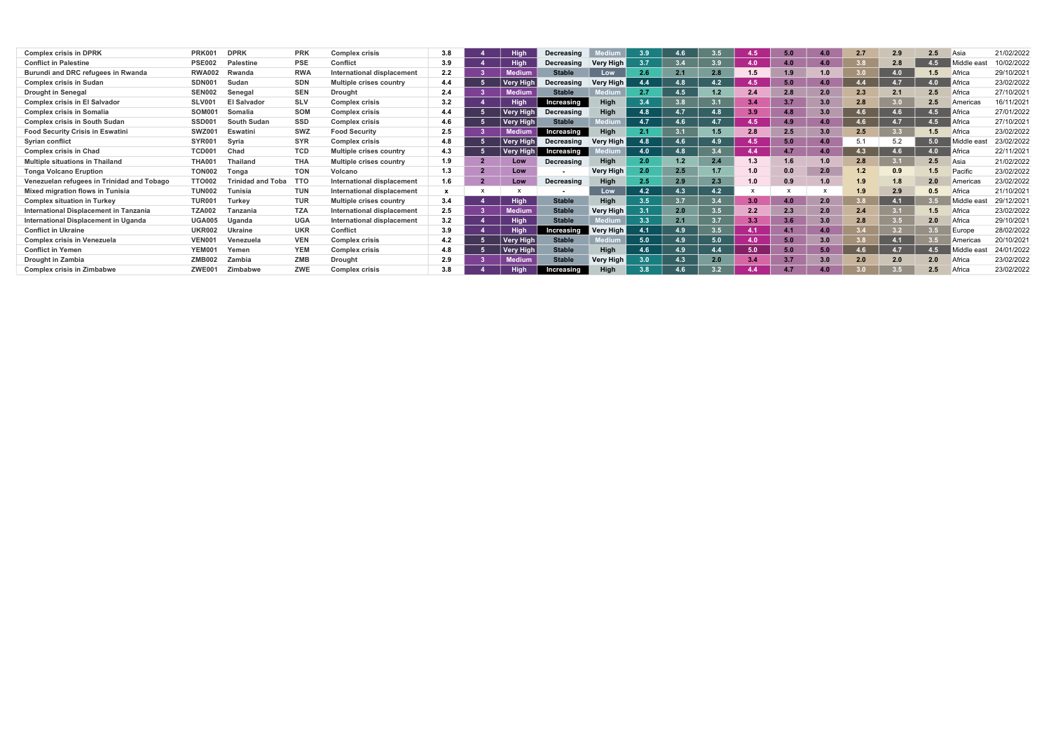| | | | | | | | | | | | | | | | | | | | | |
|---|---|---|---|---|---|---|---|---|---|---|---|---|---|---|---|---|---|---|---|---|
| Complex crisis in DPRK | PRK001 | DPRK | PRK | Complex crisis | 3.8 | 4 | High | Decreasing | Medium | 3.9 | 4.6 | 3.5 | 4.5 | 5.0 | 4.0 | 2.7 | 2.9 | 2.5 | Asia | 21/02/2022 |
| Conflict in Palestine | PSE002 | Palestine | PSE | Conflict | 3.9 | 4 | High | Decreasing | Very High | 3.7 | 3.4 | 3.9 | 4.0 | 4.0 | 4.0 | 3.8 | 2.8 | 4.5 | Middle east | 10/02/2022 |
| Burundi and DRC refugees in Rwanda | RWA002 | Rwanda | RWA | International displacement | 2.2 | 3 | Medium | Stable | Low | 2.6 | 2.1 | 2.8 | 1.5 | 1.9 | 1.0 | 3.0 | 4.0 | 1.5 | Africa | 29/10/2021 |
| Complex crisis in Sudan | SDN001 | Sudan | SDN | Multiple crises country | 4.4 | 5 | Very High | Decreasing | Very High | 4.4 | 4.8 | 4.2 | 4.5 | 5.0 | 4.0 | 4.4 | 4.7 | 4.0 | Africa | 23/02/2022 |
| Drought in Senegal | SEN002 | Senegal | SEN | Drought | 2.4 | 3 | Medium | Stable | Medium | 2.7 | 4.5 | 1.2 | 2.4 | 2.8 | 2.0 | 2.3 | 2.1 | 2.5 | Africa | 27/10/2021 |
| Complex crisis in El Salvador | SLV001 | El Salvador | SLV | Complex crisis | 3.2 | 4 | High | Increasing | High | 3.4 | 3.8 | 3.1 | 3.4 | 3.7 | 3.0 | 2.8 | 3.0 | 2.5 | Americas | 16/11/2021 |
| Complex crisis in Somalia | SOM001 | Somalia | SOM | Complex crisis | 4.4 | 5 | Very High | Decreasing | High | 4.8 | 4.7 | 4.8 | 3.9 | 4.8 | 3.0 | 4.6 | 4.6 | 4.5 | Africa | 27/01/2022 |
| Complex crisis in South Sudan | SSD001 | South Sudan | SSD | Complex crisis | 4.6 | 5 | Very High | Stable | Medium | 4.7 | 4.6 | 4.7 | 4.5 | 4.9 | 4.0 | 4.6 | 4.7 | 4.5 | Africa | 27/10/2021 |
| Food Security Crisis in Eswatini | SWZ001 | Eswatini | SWZ | Food Security | 2.5 | 3 | Medium | Increasing | High | 2.1 | 3.1 | 1.5 | 2.8 | 2.5 | 3.0 | 2.5 | 3.3 | 1.5 | Africa | 23/02/2022 |
| Syrian conflict | SYR001 | Syria | SYR | Complex crisis | 4.8 | 5 | Very High | Decreasing | Very High | 4.8 | 4.6 | 4.9 | 4.5 | 5.0 | 4.0 | 5.1 | 5.2 | 5.0 | Middle east | 23/02/2022 |
| Complex crisis in Chad | TCD001 | Chad | TCD | Multiple crises country | 4.3 | 5 | Very High | Increasing | Medium | 4.0 | 4.8 | 3.4 | 4.4 | 4.7 | 4.0 | 4.3 | 4.6 | 4.0 | Africa | 22/11/2021 |
| Multiple situations in Thailand | THA001 | Thailand | THA | Multiple crises country | 1.9 | 2 | Low | Decreasing | High | 2.0 | 1.2 | 2.4 | 1.3 | 1.6 | 1.0 | 2.8 | 3.1 | 2.5 | Asia | 21/02/2022 |
| Tonga Volcano Eruption | TON002 | Tonga | TON | Volcano | 1.3 | 2 | Low | - | Very High | 2.0 | 2.5 | 1.7 | 1.0 | 0.0 | 2.0 | 1.2 | 0.9 | 1.5 | Pacific | 23/02/2022 |
| Venezuelan refugees in Trinidad and Tobago | TTO002 | Trinidad and Toba | TTO | International displacement | 1.6 | 2 | Low | Decreasing | High | 2.5 | 2.9 | 2.3 | 1.0 | 0.9 | 1.0 | 1.9 | 1.8 | 2.0 | Americas | 23/02/2022 |
| Mixed migration flows in Tunisia | TUN002 | Tunisia | TUN | International displacement | x | x | x | - | Low | 4.2 | 4.3 | 4.2 | x | x | x | 1.9 | 2.9 | 0.5 | Africa | 21/10/2021 |
| Complex situation in Turkey | TUR001 | Turkey | TUR | Multiple crises country | 3.4 | 4 | High | Stable | High | 3.5 | 3.7 | 3.4 | 3.0 | 4.0 | 2.0 | 3.8 | 4.1 | 3.5 | Middle east | 29/12/2021 |
| International Displacement in Tanzania | TZA002 | Tanzania | TZA | International displacement | 2.5 | 3 | Medium | Stable | Very High | 3.1 | 2.0 | 3.5 | 2.2 | 2.3 | 2.0 | 2.4 | 3.1 | 1.5 | Africa | 23/02/2022 |
| International Displacement in Uganda | UGA005 | Uganda | UGA | International displacement | 3.2 | 4 | High | Stable | Medium | 3.3 | 2.1 | 3.7 | 3.3 | 3.6 | 3.0 | 2.8 | 3.5 | 2.0 | Africa | 29/10/2021 |
| Conflict in Ukraine | UKR002 | Ukraine | UKR | Conflict | 3.9 | 4 | High | Increasing | Very High | 4.1 | 4.9 | 3.5 | 4.1 | 4.1 | 4.0 | 3.4 | 3.2 | 3.5 | Europe | 28/02/2022 |
| Complex crisis in Venezuela | VEN001 | Venezuela | VEN | Complex crisis | 4.2 | 5 | Very High | Stable | Medium | 5.0 | 4.9 | 5.0 | 4.0 | 5.0 | 3.0 | 3.8 | 4.1 | 3.5 | Americas | 20/10/2021 |
| Conflict in Yemen | YEM001 | Yemen | YEM | Complex crisis | 4.8 | 5 | Very High | Stable | High | 4.6 | 4.9 | 4.4 | 5.0 | 5.0 | 5.0 | 4.6 | 4.7 | 4.5 | Middle east | 24/01/2022 |
| Drought in Zambia | ZMB002 | Zambia | ZMB | Drought | 2.9 | 3 | Medium | Stable | Very High | 3.0 | 4.3 | 2.0 | 3.4 | 3.7 | 3.0 | 2.0 | 2.0 | 2.0 | Africa | 23/02/2022 |
| Complex crisis in Zimbabwe | ZWE001 | Zimbabwe | ZWE | Complex crisis | 3.8 | 4 | High | Increasing | High | 3.8 | 4.6 | 3.2 | 4.4 | 4.7 | 4.0 | 3.0 | 3.5 | 2.5 | Africa | 23/02/2022 |